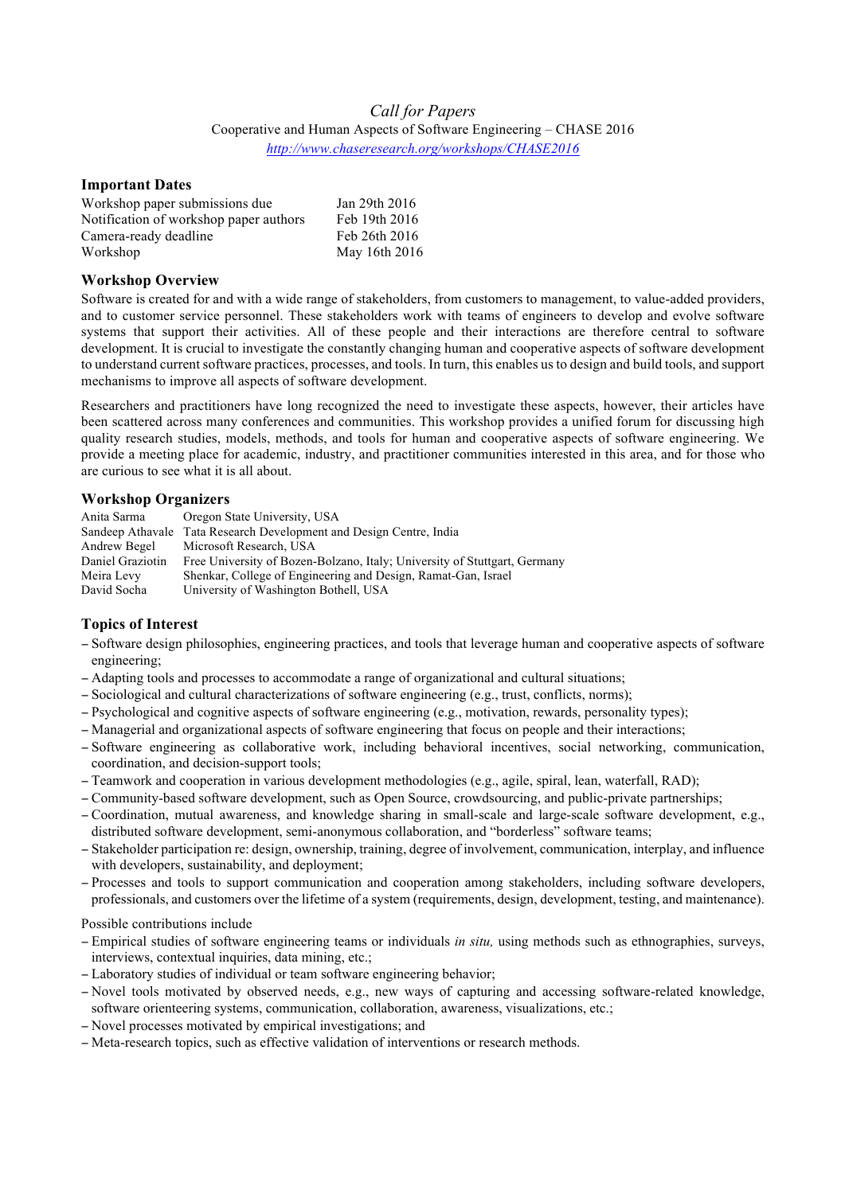*Call for Papers*

Cooperative and Human Aspects of Software Engineering – CHASE 2016

*http://www.chaseresearch.org/workshops/CHASE2016*

## Important Dates

| | |
|---|---|
| Workshop paper submissions due | Jan 29th 2016 |
| Notification of workshop paper authors | Feb 19th 2016 |
| Camera-ready deadline | Feb 26th 2016 |
| Workshop | May 16th 2016 |

## Workshop Overview

Software is created for and with a wide range of stakeholders, from customers to management, to value-added providers, and to customer service personnel. These stakeholders work with teams of engineers to develop and evolve software systems that support their activities. All of these people and their interactions are therefore central to software development. It is crucial to investigate the constantly changing human and cooperative aspects of software development to understand current software practices, processes, and tools. In turn, this enables us to design and build tools, and support mechanisms to improve all aspects of software development.

Researchers and practitioners have long recognized the need to investigate these aspects, however, their articles have been scattered across many conferences and communities. This workshop provides a unified forum for discussing high quality research studies, models, methods, and tools for human and cooperative aspects of software engineering. We provide a meeting place for academic, industry, and practitioner communities interested in this area, and for those who are curious to see what it is all about.

## Workshop Organizers

| | |
|---|---|
| Anita Sarma | Oregon State University, USA |
| Sandeep Athavale | Tata Research Development and Design Centre, India |
| Andrew Begel | Microsoft Research, USA |
| Daniel Graziotin | Free University of Bozen-Bolzano, Italy; University of Stuttgart, Germany |
| Meira Levy | Shenkar, College of Engineering and Design, Ramat-Gan, Israel |
| David Socha | University of Washington Bothell, USA |

## Topics of Interest

- Software design philosophies, engineering practices, and tools that leverage human and cooperative aspects of software engineering;
- Adapting tools and processes to accommodate a range of organizational and cultural situations;
- Sociological and cultural characterizations of software engineering (e.g., trust, conflicts, norms);
- Psychological and cognitive aspects of software engineering (e.g., motivation, rewards, personality types);
- Managerial and organizational aspects of software engineering that focus on people and their interactions;
- Software engineering as collaborative work, including behavioral incentives, social networking, communication, coordination, and decision-support tools;
- Teamwork and cooperation in various development methodologies (e.g., agile, spiral, lean, waterfall, RAD);
- Community-based software development, such as Open Source, crowdsourcing, and public-private partnerships;
- Coordination, mutual awareness, and knowledge sharing in small-scale and large-scale software development, e.g., distributed software development, semi-anonymous collaboration, and "borderless" software teams;
- Stakeholder participation re: design, ownership, training, degree of involvement, communication, interplay, and influence with developers, sustainability, and deployment;
- Processes and tools to support communication and cooperation among stakeholders, including software developers, professionals, and customers over the lifetime of a system (requirements, design, development, testing, and maintenance).

Possible contributions include

- Empirical studies of software engineering teams or individuals *in situ,* using methods such as ethnographies, surveys, interviews, contextual inquiries, data mining, etc.;
- Laboratory studies of individual or team software engineering behavior;
- Novel tools motivated by observed needs, e.g., new ways of capturing and accessing software-related knowledge, software orienteering systems, communication, collaboration, awareness, visualizations, etc.;
- Novel processes motivated by empirical investigations; and
- Meta-research topics, such as effective validation of interventions or research methods.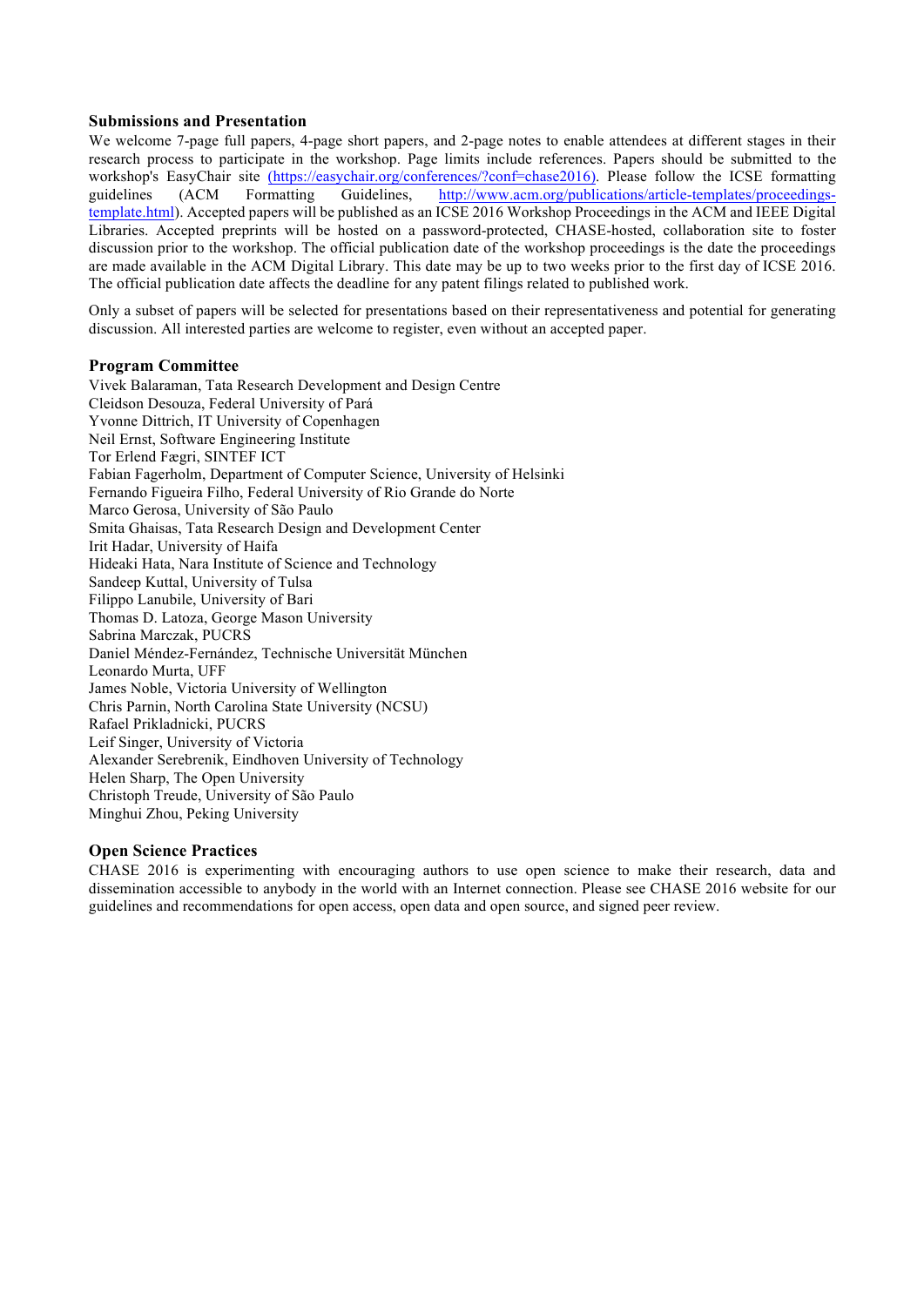### Submissions and Presentation

We welcome 7-page full papers, 4-page short papers, and 2-page notes to enable attendees at different stages in their research process to participate in the workshop. Page limits include references. Papers should be submitted to the workshop's EasyChair site (https://easychair.org/conferences/?conf=chase2016). Please follow the ICSE formatting guidelines (ACM Formatting Guidelines, http://www.acm.org/publications/article-templates/proceedings-template.html). Accepted papers will be published as an ICSE 2016 Workshop Proceedings in the ACM and IEEE Digital Libraries. Accepted preprints will be hosted on a password-protected, CHASE-hosted, collaboration site to foster discussion prior to the workshop. The official publication date of the workshop proceedings is the date the proceedings are made available in the ACM Digital Library. This date may be up to two weeks prior to the first day of ICSE 2016. The official publication date affects the deadline for any patent filings related to published work.

Only a subset of papers will be selected for presentations based on their representativeness and potential for generating discussion. All interested parties are welcome to register, even without an accepted paper.

### Program Committee

Vivek Balaraman, Tata Research Development and Design Centre  
Cleidson Desouza, Federal University of Pará  
Yvonne Dittrich, IT University of Copenhagen  
Neil Ernst, Software Engineering Institute  
Tor Erlend Fægri, SINTEF ICT  
Fabian Fagerholm, Department of Computer Science, University of Helsinki  
Fernando Figueira Filho, Federal University of Rio Grande do Norte  
Marco Gerosa, University of São Paulo  
Smita Ghaisas, Tata Research Design and Development Center  
Irit Hadar, University of Haifa  
Hideaki Hata, Nara Institute of Science and Technology  
Sandeep Kuttal, University of Tulsa  
Filippo Lanubile, University of Bari  
Thomas D. Latoza, George Mason University  
Sabrina Marczak, PUCRS  
Daniel Méndez-Fernández, Technische Universität München  
Leonardo Murta, UFF  
James Noble, Victoria University of Wellington  
Chris Parnin, North Carolina State University (NCSU)  
Rafael Prikladnicki, PUCRS  
Leif Singer, University of Victoria  
Alexander Serebrenik, Eindhoven University of Technology  
Helen Sharp, The Open University  
Christoph Treude, University of São Paulo  
Minghui Zhou, Peking University

### Open Science Practices

CHASE 2016 is experimenting with encouraging authors to use open science to make their research, data and dissemination accessible to anybody in the world with an Internet connection. Please see CHASE 2016 website for our guidelines and recommendations for open access, open data and open source, and signed peer review.